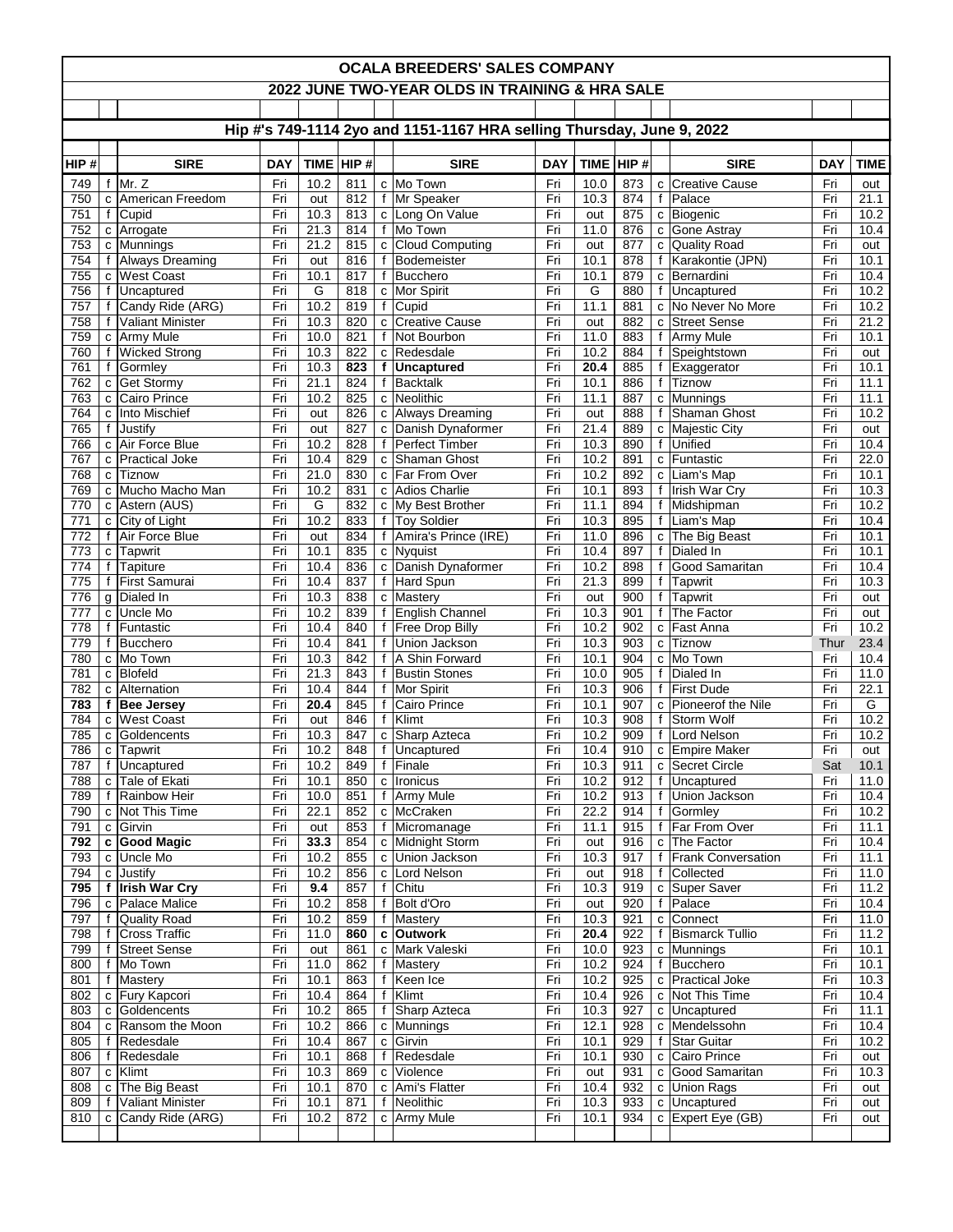# OCALA BREEDERS' SALES COMPANY

## 2022 JUNE TWO-YEAR OLDS IN TRAINING & HRA SALE

### Hip #'s 749-1114 2yo and 1151-1167 HRA selling Thursday, June 9, 2022

| HIP # | | SIRE | DAY | TIME | HIP # | | SIRE | DAY | TIME | HIP # | | SIRE | DAY | TIME |
|---|---|---|---|---|---|---|---|---|---|---|---|---|---|---|
| 749 | f | Mr. Z | Fri | 10.2 | 811 | c | Mo Town | Fri | 10.0 | 873 | c | Creative Cause | Fri | out |
| 750 | c | American Freedom | Fri | out | 812 | f | Mr Speaker | Fri | 10.3 | 874 | f | Palace | Fri | 21.1 |
| 751 | f | Cupid | Fri | 10.3 | 813 | c | Long On Value | Fri | out | 875 | c | Biogenic | Fri | 10.2 |
| 752 | c | Arrogate | Fri | 21.3 | 814 | f | Mo Town | Fri | 11.0 | 876 | c | Gone Astray | Fri | 10.4 |
| 753 | c | Munnings | Fri | 21.2 | 815 | c | Cloud Computing | Fri | out | 877 | c | Quality Road | Fri | out |
| 754 | f | Always Dreaming | Fri | out | 816 | f | Bodemeister | Fri | 10.1 | 878 | f | Karakontie (JPN) | Fri | 10.1 |
| 755 | c | West Coast | Fri | 10.1 | 817 | f | Bucchero | Fri | 10.1 | 879 | c | Bernardini | Fri | 10.4 |
| 756 | f | Uncaptured | Fri | G | 818 | c | Mor Spirit | Fri | G | 880 | f | Uncaptured | Fri | 10.2 |
| 757 | f | Candy Ride (ARG) | Fri | 10.2 | 819 | f | Cupid | Fri | 11.1 | 881 | c | No Never No More | Fri | 10.2 |
| 758 | f | Valiant Minister | Fri | 10.3 | 820 | c | Creative Cause | Fri | out | 882 | c | Street Sense | Fri | 21.2 |
| 759 | c | Army Mule | Fri | 10.0 | 821 | f | Not Bourbon | Fri | 11.0 | 883 | f | Army Mule | Fri | 10.1 |
| 760 | f | Wicked Strong | Fri | 10.3 | 822 | c | Redesdale | Fri | 10.2 | 884 | f | Speightstown | Fri | out |
| 761 | f | Gormley | Fri | 10.3 | **823** | **f** | **Uncaptured** | Fri | **20.4** | 885 | f | Exaggerator | Fri | 10.1 |
| 762 | c | Get Stormy | Fri | 21.1 | 824 | f | Backtalk | Fri | 10.1 | 886 | f | Tiznow | Fri | 11.1 |
| 763 | c | Cairo Prince | Fri | 10.2 | 825 | c | Neolithic | Fri | 11.1 | 887 | c | Munnings | Fri | 11.1 |
| 764 | c | Into Mischief | Fri | out | 826 | c | Always Dreaming | Fri | out | 888 | f | Shaman Ghost | Fri | 10.2 |
| 765 | f | Justify | Fri | out | 827 | c | Danish Dynaformer | Fri | 21.4 | 889 | c | Majestic City | Fri | out |
| 766 | c | Air Force Blue | Fri | 10.2 | 828 | f | Perfect Timber | Fri | 10.3 | 890 | f | Unified | Fri | 10.4 |
| 767 | c | Practical Joke | Fri | 10.4 | 829 | c | Shaman Ghost | Fri | 10.2 | 891 | c | Funtastic | Fri | 22.0 |
| 768 | c | Tiznow | Fri | 21.0 | 830 | c | Far From Over | Fri | 10.2 | 892 | c | Liam's Map | Fri | 10.1 |
| 769 | c | Mucho Macho Man | Fri | 10.2 | 831 | c | Adios Charlie | Fri | 10.1 | 893 | f | Irish War Cry | Fri | 10.3 |
| 770 | c | Astern (AUS) | Fri | G | 832 | c | My Best Brother | Fri | 11.1 | 894 | f | Midshipman | Fri | 10.2 |
| 771 | c | City of Light | Fri | 10.2 | 833 | f | Toy Soldier | Fri | 10.3 | 895 | f | Liam's Map | Fri | 10.4 |
| 772 | f | Air Force Blue | Fri | out | 834 | f | Amira's Prince (IRE) | Fri | 11.0 | 896 | c | The Big Beast | Fri | 10.1 |
| 773 | c | Tapwrit | Fri | 10.1 | 835 | c | Nyquist | Fri | 10.4 | 897 | f | Dialed In | Fri | 10.1 |
| 774 | f | Tapiture | Fri | 10.4 | 836 | c | Danish Dynaformer | Fri | 10.2 | 898 | f | Good Samaritan | Fri | 10.4 |
| 775 | f | First Samurai | Fri | 10.4 | 837 | f | Hard Spun | Fri | 21.3 | 899 | f | Tapwrit | Fri | 10.3 |
| 776 | g | Dialed In | Fri | 10.3 | 838 | c | Mastery | Fri | out | 900 | f | Tapwrit | Fri | out |
| 777 | c | Uncle Mo | Fri | 10.2 | 839 | f | English Channel | Fri | 10.3 | 901 | f | The Factor | Fri | out |
| 778 | f | Funtastic | Fri | 10.4 | 840 | f | Free Drop Billy | Fri | 10.2 | 902 | c | Fast Anna | Fri | 10.2 |
| 779 | f | Bucchero | Fri | 10.4 | 841 | f | Union Jackson | Fri | 10.3 | 903 | c | Tiznow | Thur | 23.4 |
| 780 | c | Mo Town | Fri | 10.3 | 842 | f | A Shin Forward | Fri | 10.1 | 904 | c | Mo Town | Fri | 10.4 |
| 781 | c | Blofeld | Fri | 21.3 | 843 | f | Bustin Stones | Fri | 10.0 | 905 | f | Dialed In | Fri | 11.0 |
| 782 | c | Alternation | Fri | 10.4 | 844 | f | Mor Spirit | Fri | 10.3 | 906 | f | First Dude | Fri | 22.1 |
| **783** | **f** | **Bee Jersey** | Fri | **20.4** | 845 | f | Cairo Prince | Fri | 10.1 | 907 | c | Pioneerof the Nile | Fri | G |
| 784 | c | West Coast | Fri | out | 846 | f | Klimt | Fri | 10.3 | 908 | f | Storm Wolf | Fri | 10.2 |
| 785 | c | Goldencents | Fri | 10.3 | 847 | c | Sharp Azteca | Fri | 10.2 | 909 | f | Lord Nelson | Fri | 10.2 |
| 786 | c | Tapwrit | Fri | 10.2 | 848 | f | Uncaptured | Fri | 10.4 | 910 | c | Empire Maker | Fri | out |
| 787 | f | Uncaptured | Fri | 10.2 | 849 | f | Finale | Fri | 10.3 | 911 | c | Secret Circle | Sat | 10.1 |
| 788 | c | Tale of Ekati | Fri | 10.1 | 850 | c | Ironicus | Fri | 10.2 | 912 | f | Uncaptured | Fri | 11.0 |
| 789 | f | Rainbow Heir | Fri | 10.0 | 851 | f | Army Mule | Fri | 10.2 | 913 | f | Union Jackson | Fri | 10.4 |
| 790 | c | Not This Time | Fri | 22.1 | 852 | c | McCraken | Fri | 22.2 | 914 | f | Gormley | Fri | 10.2 |
| 791 | c | Girvin | Fri | out | 853 | f | Micromanage | Fri | 11.1 | 915 | f | Far From Over | Fri | 11.1 |
| **792** | **c** | **Good Magic** | Fri | **33.3** | 854 | c | Midnight Storm | Fri | out | 916 | c | The Factor | Fri | 10.4 |
| 793 | c | Uncle Mo | Fri | 10.2 | 855 | c | Union Jackson | Fri | 10.3 | 917 | f | Frank Conversation | Fri | 11.1 |
| 794 | c | Justify | Fri | 10.2 | 856 | c | Lord Nelson | Fri | out | 918 | f | Collected | Fri | 11.0 |
| **795** | **f** | **Irish War Cry** | Fri | **9.4** | 857 | f | Chitu | Fri | 10.3 | 919 | c | Super Saver | Fri | 11.2 |
| 796 | c | Palace Malice | Fri | 10.2 | 858 | f | Bolt d'Oro | Fri | out | 920 | f | Palace | Fri | 10.4 |
| 797 | f | Quality Road | Fri | 10.2 | 859 | f | Mastery | Fri | 10.3 | 921 | c | Connect | Fri | 11.0 |
| 798 | f | Cross Traffic | Fri | 11.0 | **860** | **c** | **Outwork** | Fri | **20.4** | 922 | f | Bismarck Tullio | Fri | 11.2 |
| 799 | f | Street Sense | Fri | out | 861 | c | Mark Valeski | Fri | 10.0 | 923 | c | Munnings | Fri | 10.1 |
| 800 | f | Mo Town | Fri | 11.0 | 862 | f | Mastery | Fri | 10.2 | 924 | f | Bucchero | Fri | 10.1 |
| 801 | f | Mastery | Fri | 10.1 | 863 | f | Keen Ice | Fri | 10.2 | 925 | c | Practical Joke | Fri | 10.3 |
| 802 | c | Fury Kapcori | Fri | 10.4 | 864 | f | Klimt | Fri | 10.4 | 926 | c | Not This Time | Fri | 10.4 |
| 803 | c | Goldencents | Fri | 10.2 | 865 | f | Sharp Azteca | Fri | 10.3 | 927 | c | Uncaptured | Fri | 11.1 |
| 804 | c | Ransom the Moon | Fri | 10.2 | 866 | c | Munnings | Fri | 12.1 | 928 | c | Mendelssohn | Fri | 10.4 |
| 805 | f | Redesdale | Fri | 10.4 | 867 | c | Girvin | Fri | 10.1 | 929 | f | Star Guitar | Fri | 10.2 |
| 806 | f | Redesdale | Fri | 10.1 | 868 | f | Redesdale | Fri | 10.1 | 930 | c | Cairo Prince | Fri | out |
| 807 | c | Klimt | Fri | 10.3 | 869 | c | Violence | Fri | out | 931 | c | Good Samaritan | Fri | 10.3 |
| 808 | c | The Big Beast | Fri | 10.1 | 870 | c | Ami's Flatter | Fri | 10.4 | 932 | c | Union Rags | Fri | out |
| 809 | f | Valiant Minister | Fri | 10.1 | 871 | f | Neolithic | Fri | 10.3 | 933 | c | Uncaptured | Fri | out |
| 810 | c | Candy Ride (ARG) | Fri | 10.2 | 872 | c | Army Mule | Fri | 10.1 | 934 | c | Expert Eye (GB) | Fri | out |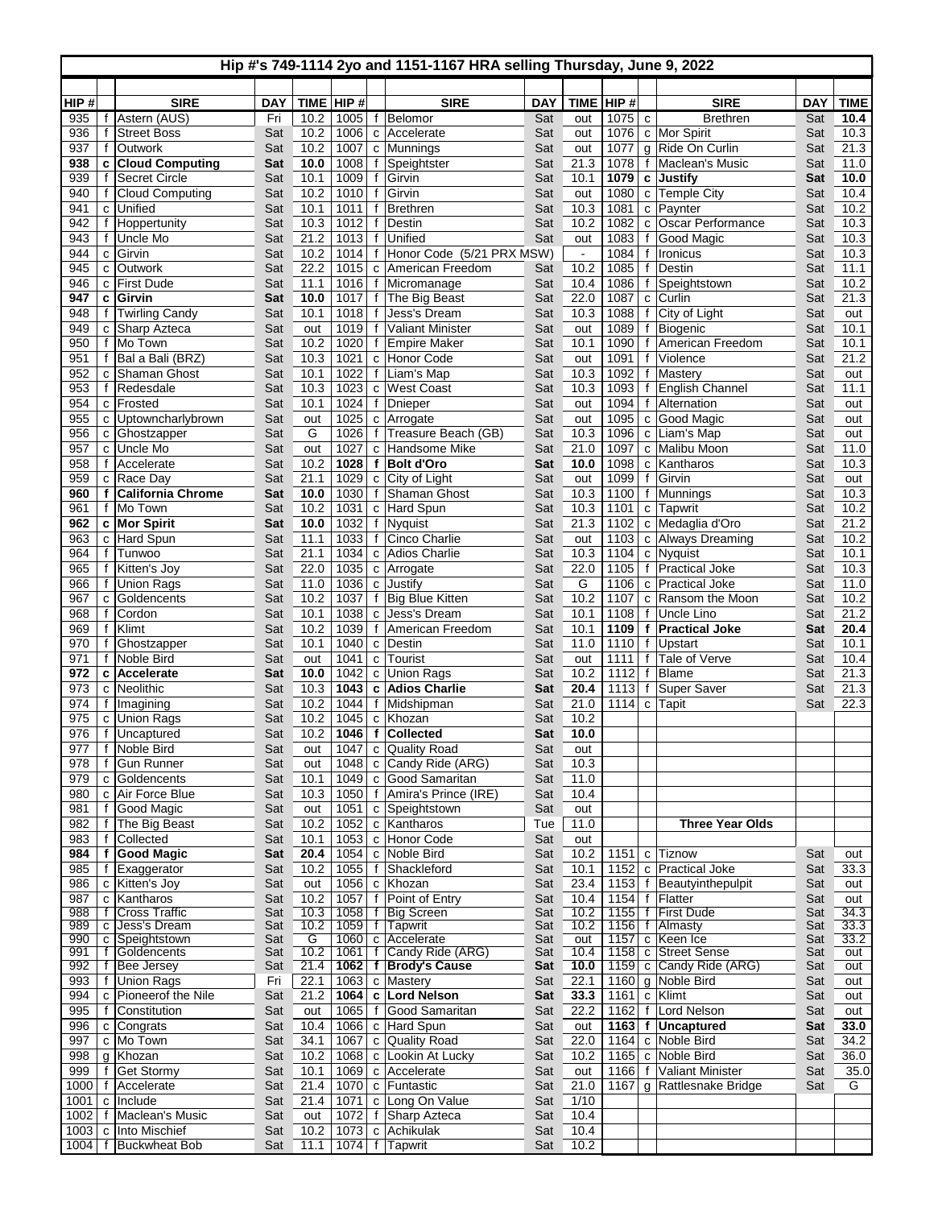# Hip #'s 749-1114 2yo and 1151-1167 HRA selling Thursday, June 9, 2022

| HIP # | | SIRE | DAY | TIME | HIP # | | SIRE | DAY | TIME | HIP # | | SIRE | DAY | TIME |
|---|---|---|---|---|---|---|---|---|---|---|---|---|---|---|
| 935 | f | Astern (AUS) | Fri | 10.2 | 1005 | f | Belomor | Sat | out | 1075 | c | Brethren | Sat | **10.4** |
| 936 | f | Street Boss | Sat | 10.2 | 1006 | c | Accelerate | Sat | out | 1076 | c | Mor Spirit | Sat | 10.3 |
| 937 | f | Outwork | Sat | 10.2 | 1007 | c | Munnings | Sat | out | 1077 | g | Ride On Curlin | Sat | 21.3 |
| **938** | **c** | **Cloud Computing** | **Sat** | **10.0** | 1008 | f | Speightster | Sat | 21.3 | 1078 | f | Maclean's Music | Sat | 11.0 |
| 939 | f | Secret Circle | Sat | 10.1 | 1009 | f | Girvin | Sat | 10.1 | **1079** | **c** | **Justify** | **Sat** | **10.0** |
| 940 | f | Cloud Computing | Sat | 10.2 | 1010 | f | Girvin | Sat | out | 1080 | c | Temple City | Sat | 10.4 |
| 941 | c | Unified | Sat | 10.1 | 1011 | f | Brethren | Sat | 10.3 | 1081 | c | Paynter | Sat | 10.2 |
| 942 | f | Hoppertunity | Sat | 10.3 | 1012 | f | Destin | Sat | 10.2 | 1082 | c | Oscar Performance | Sat | 10.3 |
| 943 | f | Uncle Mo | Sat | 21.2 | 1013 | f | Unified | Sat | out | 1083 | f | Good Magic | Sat | 10.3 |
| 944 | c | Girvin | Sat | 10.2 | 1014 | f | Honor Code (5/21 PRX MSW) | | - | 1084 | f | Ironicus | Sat | 10.3 |
| 945 | c | Outwork | Sat | 22.2 | 1015 | c | American Freedom | Sat | 10.2 | 1085 | f | Destin | Sat | 11.1 |
| 946 | c | First Dude | Sat | 11.1 | 1016 | f | Micromanage | Sat | 10.4 | 1086 | f | Speightstown | Sat | 10.2 |
| **947** | **c** | **Girvin** | **Sat** | **10.0** | 1017 | f | The Big Beast | Sat | 22.0 | 1087 | c | Curlin | Sat | 21.3 |
| 948 | f | Twirling Candy | Sat | 10.1 | 1018 | f | Jess's Dream | Sat | 10.3 | 1088 | f | City of Light | Sat | out |
| 949 | c | Sharp Azteca | Sat | out | 1019 | f | Valiant Minister | Sat | out | 1089 | f | Biogenic | Sat | 10.1 |
| 950 | f | Mo Town | Sat | 10.2 | 1020 | f | Empire Maker | Sat | 10.1 | 1090 | f | American Freedom | Sat | 10.1 |
| 951 | f | Bal a Bali (BRZ) | Sat | 10.3 | 1021 | c | Honor Code | Sat | out | 1091 | f | Violence | Sat | 21.2 |
| 952 | c | Shaman Ghost | Sat | 10.1 | 1022 | f | Liam's Map | Sat | 10.3 | 1092 | f | Mastery | Sat | out |
| 953 | f | Redesdale | Sat | 10.3 | 1023 | c | West Coast | Sat | 10.3 | 1093 | f | English Channel | Sat | 11.1 |
| 954 | c | Frosted | Sat | 10.1 | 1024 | f | Dnieper | Sat | out | 1094 | f | Alternation | Sat | out |
| 955 | c | Uptowncharlybrown | Sat | out | 1025 | c | Arrogate | Sat | out | 1095 | c | Good Magic | Sat | out |
| 956 | c | Ghostzapper | Sat | G | 1026 | f | Treasure Beach (GB) | Sat | 10.3 | 1096 | c | Liam's Map | Sat | out |
| 957 | c | Uncle Mo | Sat | out | 1027 | c | Handsome Mike | Sat | 21.0 | 1097 | c | Malibu Moon | Sat | 11.0 |
| 958 | f | Accelerate | Sat | 10.2 | **1028** | **f** | **Bolt d'Oro** | **Sat** | **10.0** | 1098 | c | Kantharos | Sat | 10.3 |
| 959 | c | Race Day | Sat | 21.1 | 1029 | c | City of Light | Sat | out | 1099 | f | Girvin | Sat | out |
| **960** | **f** | **California Chrome** | **Sat** | **10.0** | 1030 | f | Shaman Ghost | Sat | 10.3 | 1100 | f | Munnings | Sat | 10.3 |
| 961 | f | Mo Town | Sat | 10.2 | 1031 | c | Hard Spun | Sat | 10.3 | 1101 | c | Tapwrit | Sat | 10.2 |
| **962** | **c** | **Mor Spirit** | **Sat** | **10.0** | 1032 | f | Nyquist | Sat | 21.3 | 1102 | c | Medaglia d'Oro | Sat | 21.2 |
| 963 | c | Hard Spun | Sat | 11.1 | 1033 | f | Cinco Charlie | Sat | out | 1103 | c | Always Dreaming | Sat | 10.2 |
| 964 | f | Tunwoo | Sat | 21.1 | 1034 | c | Adios Charlie | Sat | 10.3 | 1104 | c | Nyquist | Sat | 10.1 |
| 965 | f | Kitten's Joy | Sat | 22.0 | 1035 | c | Arrogate | Sat | 22.0 | 1105 | f | Practical Joke | Sat | 10.3 |
| 966 | f | Union Rags | Sat | 11.0 | 1036 | c | Justify | Sat | G | 1106 | c | Practical Joke | Sat | 11.0 |
| 967 | c | Goldencents | Sat | 10.2 | 1037 | f | Big Blue Kitten | Sat | 10.2 | 1107 | c | Ransom the Moon | Sat | 10.2 |
| 968 | f | Cordon | Sat | 10.1 | 1038 | c | Jess's Dream | Sat | 10.1 | 1108 | f | Uncle Lino | Sat | 21.2 |
| 969 | f | Klimt | Sat | 10.2 | 1039 | f | American Freedom | Sat | 10.1 | **1109** | **f** | **Practical Joke** | **Sat** | **20.4** |
| 970 | f | Ghostzapper | Sat | 10.1 | 1040 | c | Destin | Sat | 11.0 | 1110 | f | Upstart | Sat | 10.1 |
| 971 | f | Noble Bird | Sat | out | 1041 | c | Tourist | Sat | out | 1111 | f | Tale of Verve | Sat | 10.4 |
| **972** | **c** | **Accelerate** | **Sat** | **10.0** | 1042 | c | Union Rags | Sat | 10.2 | 1112 | f | Blame | Sat | 21.3 |
| 973 | c | Neolithic | Sat | 10.3 | **1043** | **c** | **Adios Charlie** | **Sat** | **20.4** | 1113 | f | Super Saver | Sat | 21.3 |
| 974 | f | Imagining | Sat | 10.2 | 1044 | f | Midshipman | Sat | 21.0 | 1114 | c | Tapit | Sat | 22.3 |
| 975 | c | Union Rags | Sat | 10.2 | 1045 | c | Khozan | Sat | 10.2 | | | | | |
| 976 | f | Uncaptured | Sat | 10.2 | **1046** | **f** | **Collected** | **Sat** | **10.0** | | | | | |
| 977 | f | Noble Bird | Sat | out | 1047 | c | Quality Road | Sat | out | | | | | |
| 978 | f | Gun Runner | Sat | out | 1048 | c | Candy Ride (ARG) | Sat | 10.3 | | | | | |
| 979 | c | Goldencents | Sat | 10.1 | 1049 | c | Good Samaritan | Sat | 11.0 | | | | | |
| 980 | c | Air Force Blue | Sat | 10.3 | 1050 | f | Amira's Prince (IRE) | Sat | 10.4 | | | | | |
| 981 | f | Good Magic | Sat | out | 1051 | c | Speightstown | Sat | out | | | | | |
| 982 | f | The Big Beast | Sat | 10.2 | 1052 | c | Kantharos | Tue | 11.0 | | | **Three Year Olds** | | |
| 983 | f | Collected | Sat | 10.1 | 1053 | c | Honor Code | Sat | out | | | | | |
| **984** | **f** | **Good Magic** | **Sat** | **20.4** | 1054 | c | Noble Bird | Sat | 10.2 | 1151 | c | Tiznow | Sat | out |
| 985 | f | Exaggerator | Sat | 10.2 | 1055 | f | Shackleford | Sat | 10.1 | 1152 | c | Practical Joke | Sat | 33.3 |
| 986 | c | Kitten's Joy | Sat | out | 1056 | c | Khozan | Sat | 23.4 | 1153 | f | Beautyinthepulpit | Sat | out |
| 987 | c | Kantharos | Sat | 10.2 | 1057 | f | Point of Entry | Sat | 10.4 | 1154 | f | Flatter | Sat | out |
| 988 | f | Cross Traffic | Sat | 10.3 | 1058 | f | Big Screen | Sat | 10.2 | 1155 | f | First Dude | Sat | 34.3 |
| 989 | c | Jess's Dream | Sat | 10.2 | 1059 | f | Tapwrit | Sat | 10.2 | 1156 | f | Almasty | Sat | 33.3 |
| 990 | c | Speightstown | Sat | G | 1060 | c | Accelerate | Sat | out | 1157 | c | Keen Ice | Sat | 33.2 |
| 991 | f | Goldencents | Sat | 10.2 | 1061 | f | Candy Ride (ARG) | Sat | 10.4 | 1158 | c | Street Sense | Sat | out |
| 992 | f | Bee Jersey | Sat | 21.4 | **1062** | **f** | **Brody's Cause** | **Sat** | **10.0** | 1159 | c | Candy Ride (ARG) | Sat | out |
| 993 | f | Union Rags | Fri | 22.1 | 1063 | c | Mastery | Sat | 22.1 | 1160 | g | Noble Bird | Sat | out |
| 994 | c | Pioneerof the Nile | Sat | 21.2 | **1064** | **c** | **Lord Nelson** | **Sat** | **33.3** | 1161 | c | Klimt | Sat | out |
| 995 | f | Constitution | Sat | out | 1065 | f | Good Samaritan | Sat | 22.2 | 1162 | f | Lord Nelson | Sat | out |
| 996 | c | Congrats | Sat | 10.4 | 1066 | c | Hard Spun | Sat | out | **1163** | **f** | **Uncaptured** | **Sat** | **33.0** |
| 997 | c | Mo Town | Sat | 34.1 | 1067 | c | Quality Road | Sat | 22.0 | 1164 | c | Noble Bird | Sat | 34.2 |
| 998 | g | Khozan | Sat | 10.2 | 1068 | c | Lookin At Lucky | Sat | 10.2 | 1165 | c | Noble Bird | Sat | 36.0 |
| 999 | f | Get Stormy | Sat | 10.1 | 1069 | c | Accelerate | Sat | out | 1166 | f | Valiant Minister | Sat | 35.0 |
| 1000 | f | Accelerate | Sat | 21.4 | 1070 | c | Funtastic | Sat | 21.0 | 1167 | g | Rattlesnake Bridge | Sat | G |
| 1001 | c | Include | Sat | 21.4 | 1071 | c | Long On Value | Sat | 1/10 | | | | | |
| 1002 | f | Maclean's Music | Sat | out | 1072 | f | Sharp Azteca | Sat | 10.4 | | | | | |
| 1003 | c | Into Mischief | Sat | 10.2 | 1073 | c | Achikulak | Sat | 10.4 | | | | | |
| 1004 | f | Buckwheat Bob | Sat | 11.1 | 1074 | f | Tapwrit | Sat | 10.2 | | | | | |